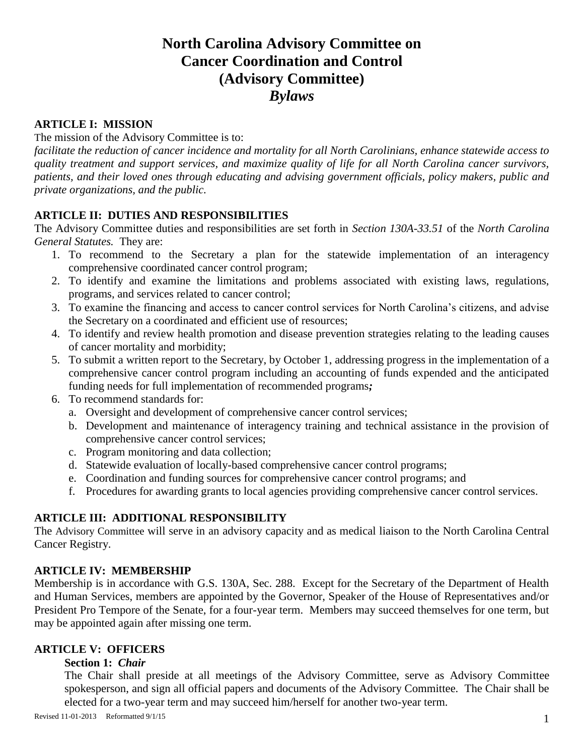# North Carolina Advisory Committee on Cancer Coordination and Control (Advisory Committee) *Bylaws*

## ARTICLE I: MISSION

The mission of the Advisory Committee is to:

*facilitate the reduction of cancer incidence and mortality for all North Carolinians, enhance statewide access to quality treatment and support services, and maximize quality of life for all North Carolina cancer survivors, patients, and their loved ones through educating and advising government officials, policy makers, public and private organizations, and the public.*

## ARTICLE II: DUTIES AND RESPONSIBILITIES

The Advisory Committee duties and responsibilities are set forth in *Section 130A-33.51* of the *North Carolina General Statutes.* They are:

1. To recommend to the Secretary a plan for the statewide implementation of an interagency comprehensive coordinated cancer control program;
2. To identify and examine the limitations and problems associated with existing laws, regulations, programs, and services related to cancer control;
3. To examine the financing and access to cancer control services for North Carolina's citizens, and advise the Secretary on a coordinated and efficient use of resources;
4. To identify and review health promotion and disease prevention strategies relating to the leading causes of cancer mortality and morbidity;
5. To submit a written report to the Secretary, by October 1, addressing progress in the implementation of a comprehensive cancer control program including an accounting of funds expended and the anticipated funding needs for full implementation of recommended programs***;***
6. To recommend standards for:
   a. Oversight and development of comprehensive cancer control services;
   b. Development and maintenance of interagency training and technical assistance in the provision of comprehensive cancer control services;
   c. Program monitoring and data collection;
   d. Statewide evaluation of locally-based comprehensive cancer control programs;
   e. Coordination and funding sources for comprehensive cancer control programs; and
   f. Procedures for awarding grants to local agencies providing comprehensive cancer control services.

## ARTICLE III: ADDITIONAL RESPONSIBILITY

The Advisory Committee will serve in an advisory capacity and as medical liaison to the North Carolina Central Cancer Registry.

## ARTICLE IV: MEMBERSHIP

Membership is in accordance with G.S. 130A, Sec. 288. Except for the Secretary of the Department of Health and Human Services, members are appointed by the Governor, Speaker of the House of Representatives and/or President Pro Tempore of the Senate, for a four-year term. Members may succeed themselves for one term, but may be appointed again after missing one term.

## ARTICLE V: OFFICERS

### Section 1: *Chair*

The Chair shall preside at all meetings of the Advisory Committee, serve as Advisory Committee spokesperson, and sign all official papers and documents of the Advisory Committee. The Chair shall be elected for a two-year term and may succeed him/herself for another two-year term.

Revised 11-01-2013 Reformatted 9/1/15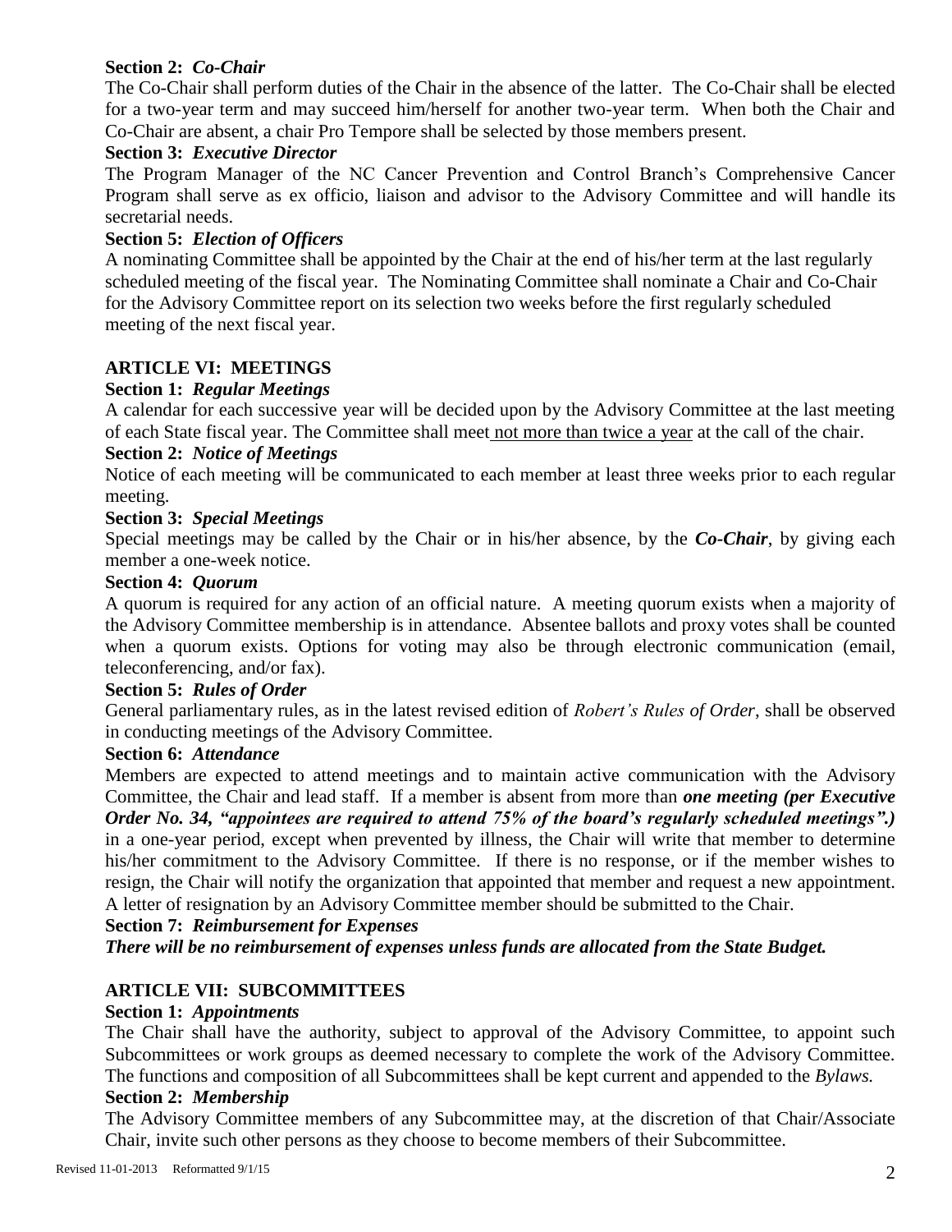**Section 2:** ***Co-Chair***

The Co-Chair shall perform duties of the Chair in the absence of the latter. The Co-Chair shall be elected for a two-year term and may succeed him/herself for another two-year term. When both the Chair and Co-Chair are absent, a chair Pro Tempore shall be selected by those members present.

**Section 3:** ***Executive Director***

The Program Manager of the NC Cancer Prevention and Control Branch's Comprehensive Cancer Program shall serve as ex officio, liaison and advisor to the Advisory Committee and will handle its secretarial needs.

**Section 5:** ***Election of Officers***

A nominating Committee shall be appointed by the Chair at the end of his/her term at the last regularly scheduled meeting of the fiscal year. The Nominating Committee shall nominate a Chair and Co-Chair for the Advisory Committee report on its selection two weeks before the first regularly scheduled meeting of the next fiscal year.

## ARTICLE VI: MEETINGS

**Section 1:** ***Regular Meetings***

A calendar for each successive year will be decided upon by the Advisory Committee at the last meeting of each State fiscal year. The Committee shall meet <u>not more than twice a year</u> at the call of the chair.

**Section 2:** ***Notice of Meetings***

Notice of each meeting will be communicated to each member at least three weeks prior to each regular meeting.

**Section 3:** ***Special Meetings***

Special meetings may be called by the Chair or in his/her absence, by the ***Co-Chair***, by giving each member a one-week notice.

**Section 4:** ***Quorum***

A quorum is required for any action of an official nature. A meeting quorum exists when a majority of the Advisory Committee membership is in attendance. Absentee ballots and proxy votes shall be counted when a quorum exists. Options for voting may also be through electronic communication (email, teleconferencing, and/or fax).

**Section 5:** ***Rules of Order***

General parliamentary rules, as in the latest revised edition of *Robert's Rules of Order*, shall be observed in conducting meetings of the Advisory Committee.

**Section 6:** ***Attendance***

Members are expected to attend meetings and to maintain active communication with the Advisory Committee, the Chair and lead staff. If a member is absent from more than ***one meeting (per Executive Order No. 34, "appointees are required to attend 75% of the board's regularly scheduled meetings".)*** in a one-year period, except when prevented by illness, the Chair will write that member to determine his/her commitment to the Advisory Committee. If there is no response, or if the member wishes to resign, the Chair will notify the organization that appointed that member and request a new appointment. A letter of resignation by an Advisory Committee member should be submitted to the Chair.

**Section 7:** ***Reimbursement for Expenses***

***There will be no reimbursement of expenses unless funds are allocated from the State Budget.***

## ARTICLE VII: SUBCOMMITTEES

**Section 1:** ***Appointments***

The Chair shall have the authority, subject to approval of the Advisory Committee, to appoint such Subcommittees or work groups as deemed necessary to complete the work of the Advisory Committee. The functions and composition of all Subcommittees shall be kept current and appended to the *Bylaws.*

**Section 2:** ***Membership***

The Advisory Committee members of any Subcommittee may, at the discretion of that Chair/Associate Chair, invite such other persons as they choose to become members of their Subcommittee.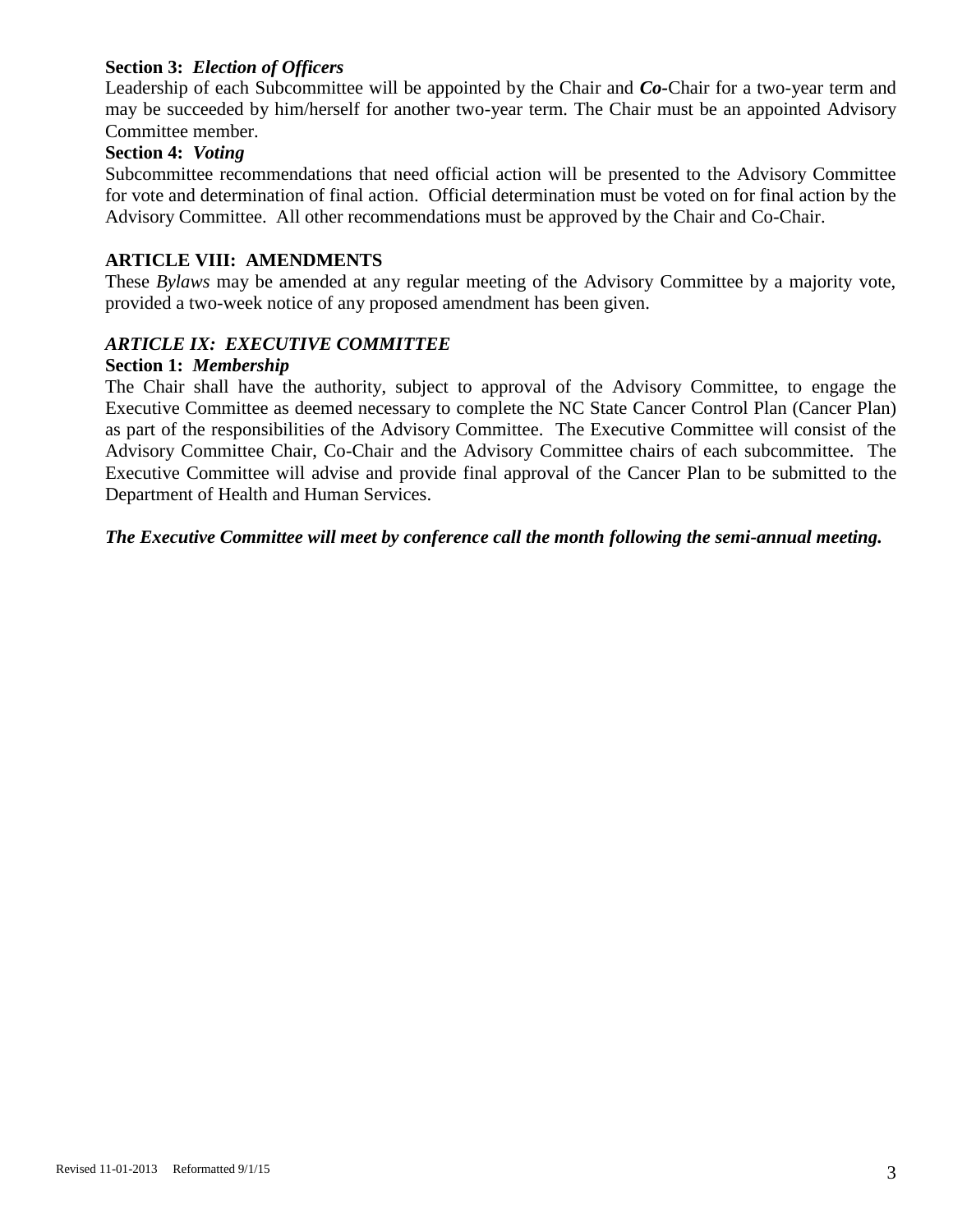**Section 3:** ***Election of Officers***

Leadership of each Subcommittee will be appointed by the Chair and ***Co-***Chair for a two-year term and may be succeeded by him/herself for another two-year term. The Chair must be an appointed Advisory Committee member.

**Section 4:** ***Voting***

Subcommittee recommendations that need official action will be presented to the Advisory Committee for vote and determination of final action. Official determination must be voted on for final action by the Advisory Committee. All other recommendations must be approved by the Chair and Co-Chair.

## ARTICLE VIII: AMENDMENTS

These *Bylaws* may be amended at any regular meeting of the Advisory Committee by a majority vote, provided a two-week notice of any proposed amendment has been given.

## *ARTICLE IX: EXECUTIVE COMMITTEE*

**Section 1:** ***Membership***

The Chair shall have the authority, subject to approval of the Advisory Committee, to engage the Executive Committee as deemed necessary to complete the NC State Cancer Control Plan (Cancer Plan) as part of the responsibilities of the Advisory Committee. The Executive Committee will consist of the Advisory Committee Chair, Co-Chair and the Advisory Committee chairs of each subcommittee. The Executive Committee will advise and provide final approval of the Cancer Plan to be submitted to the Department of Health and Human Services.

***The Executive Committee will meet by conference call the month following the semi-annual meeting.***

Revised 11-01-2013 Reformatted 9/1/15